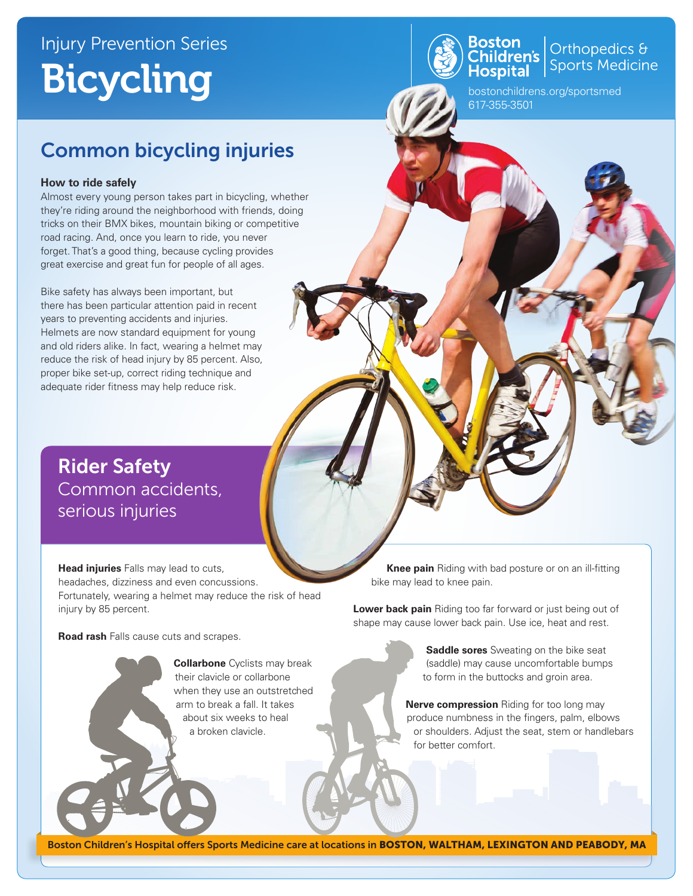Injury Prevention Series

# Bicycling

Boston Children's Hospital | Orthopedics & Sports Medicine

bostonchildrens.org/sportsmed
617-355-3501

## Common bicycling injuries

**How to ride safely**

Almost every young person takes part in bicycling, whether they're riding around the neighborhood with friends, doing tricks on their BMX bikes, mountain biking or competitive road racing. And, once you learn to ride, you never forget. That's a good thing, because cycling provides great exercise and great fun for people of all ages.

Bike safety has always been important, but there has been particular attention paid in recent years to preventing accidents and injuries. Helmets are now standard equipment for young and old riders alike. In fact, wearing a helmet may reduce the risk of head injury by 85 percent. Also, proper bike set-up, correct riding technique and adequate rider fitness may help reduce risk.

## Rider Safety

### Common accidents, serious injuries

**Head injuries** Falls may lead to cuts, headaches, dizziness and even concussions. Fortunately, wearing a helmet may reduce the risk of head injury by 85 percent.

**Road rash** Falls cause cuts and scrapes.

**Collarbone** Cyclists may break their clavicle or collarbone when they use an outstretched arm to break a fall. It takes about six weeks to heal a broken clavicle.

**Knee pain** Riding with bad posture or on an ill-fitting bike may lead to knee pain.

**Lower back pain** Riding too far forward or just being out of shape may cause lower back pain. Use ice, heat and rest.

**Saddle sores** Sweating on the bike seat (saddle) may cause uncomfortable bumps to form in the buttocks and groin area.

**Nerve compression** Riding for too long may produce numbness in the fingers, palm, elbows or shoulders. Adjust the seat, stem or handlebars for better comfort.

Boston Children's Hospital offers Sports Medicine care at locations in **BOSTON, WALTHAM, LEXINGTON AND PEABODY, MA**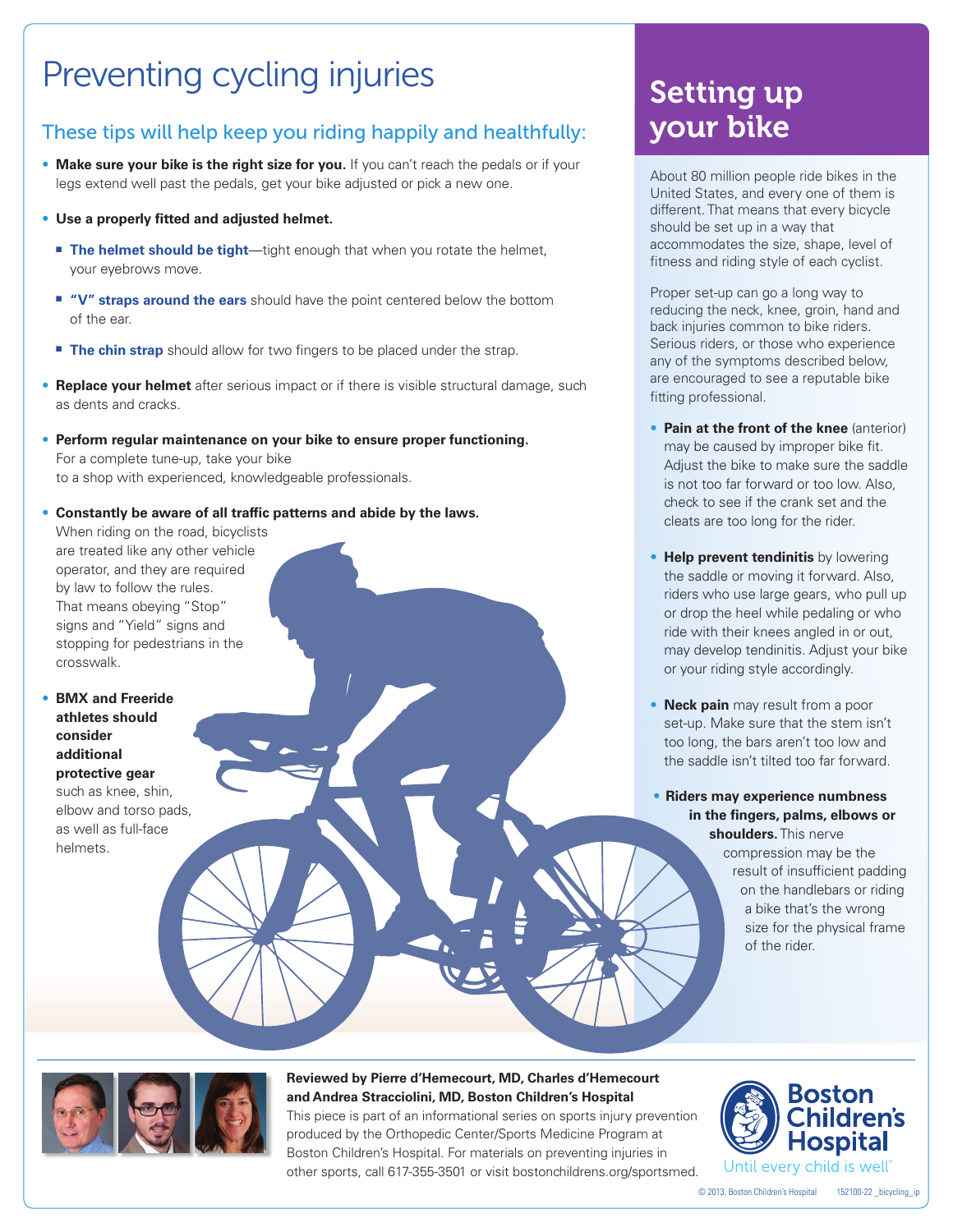# Preventing cycling injuries

## These tips will help keep you riding happily and healthfully:

- **Make sure your bike is the right size for you.** If you can't reach the pedals or if your legs extend well past the pedals, get your bike adjusted or pick a new one.
- **Use a properly fitted and adjusted helmet.**
  - **The helmet should be tight**—tight enough that when you rotate the helmet, your eyebrows move.
  - **"V" straps around the ears** should have the point centered below the bottom of the ear.
  - **The chin strap** should allow for two fingers to be placed under the strap.
- **Replace your helmet** after serious impact or if there is visible structural damage, such as dents and cracks.
- **Perform regular maintenance on your bike to ensure proper functioning.** For a complete tune-up, take your bike to a shop with experienced, knowledgeable professionals.
- **Constantly be aware of all traffic patterns and abide by the laws.** When riding on the road, bicyclists are treated like any other vehicle operator, and they are required by law to follow the rules. That means obeying "Stop" signs and "Yield" signs and stopping for pedestrians in the crosswalk.
- **BMX and Freeride athletes should consider additional protective gear** such as knee, shin, elbow and torso pads, as well as full-face helmets.

## Setting up your bike

About 80 million people ride bikes in the United States, and every one of them is different. That means that every bicycle should be set up in a way that accommodates the size, shape, level of fitness and riding style of each cyclist.

Proper set-up can go a long way to reducing the neck, knee, groin, hand and back injuries common to bike riders. Serious riders, or those who experience any of the symptoms described below, are encouraged to see a reputable bike fitting professional.

- **Pain at the front of the knee** (anterior) may be caused by improper bike fit. Adjust the bike to make sure the saddle is not too far forward or too low. Also, check to see if the crank set and the cleats are too long for the rider.
- **Help prevent tendinitis** by lowering the saddle or moving it forward. Also, riders who use large gears, who pull up or drop the heel while pedaling or who ride with their knees angled in or out, may develop tendinitis. Adjust your bike or your riding style accordingly.
- **Neck pain** may result from a poor set-up. Make sure that the stem isn't too long, the bars aren't too low and the saddle isn't tilted too far forward.
- **Riders may experience numbness in the fingers, palms, elbows or shoulders.** This nerve compression may be the result of insufficient padding on the handlebars or riding a bike that's the wrong size for the physical frame of the rider.

**Reviewed by Pierre d'Hemecourt, MD, Charles d'Hemecourt and Andrea Stracciolini, MD, Boston Children's Hospital**
This piece is part of an informational series on sports injury prevention produced by the Orthopedic Center/Sports Medicine Program at Boston Children's Hospital. For materials on preventing injuries in other sports, call 617-355-3501 or visit bostonchildrens.org/sportsmed.

Boston Children's Hospital
Until every child is well™

© 2013, Boston Children's Hospital 152100-22 _bicycling_ip